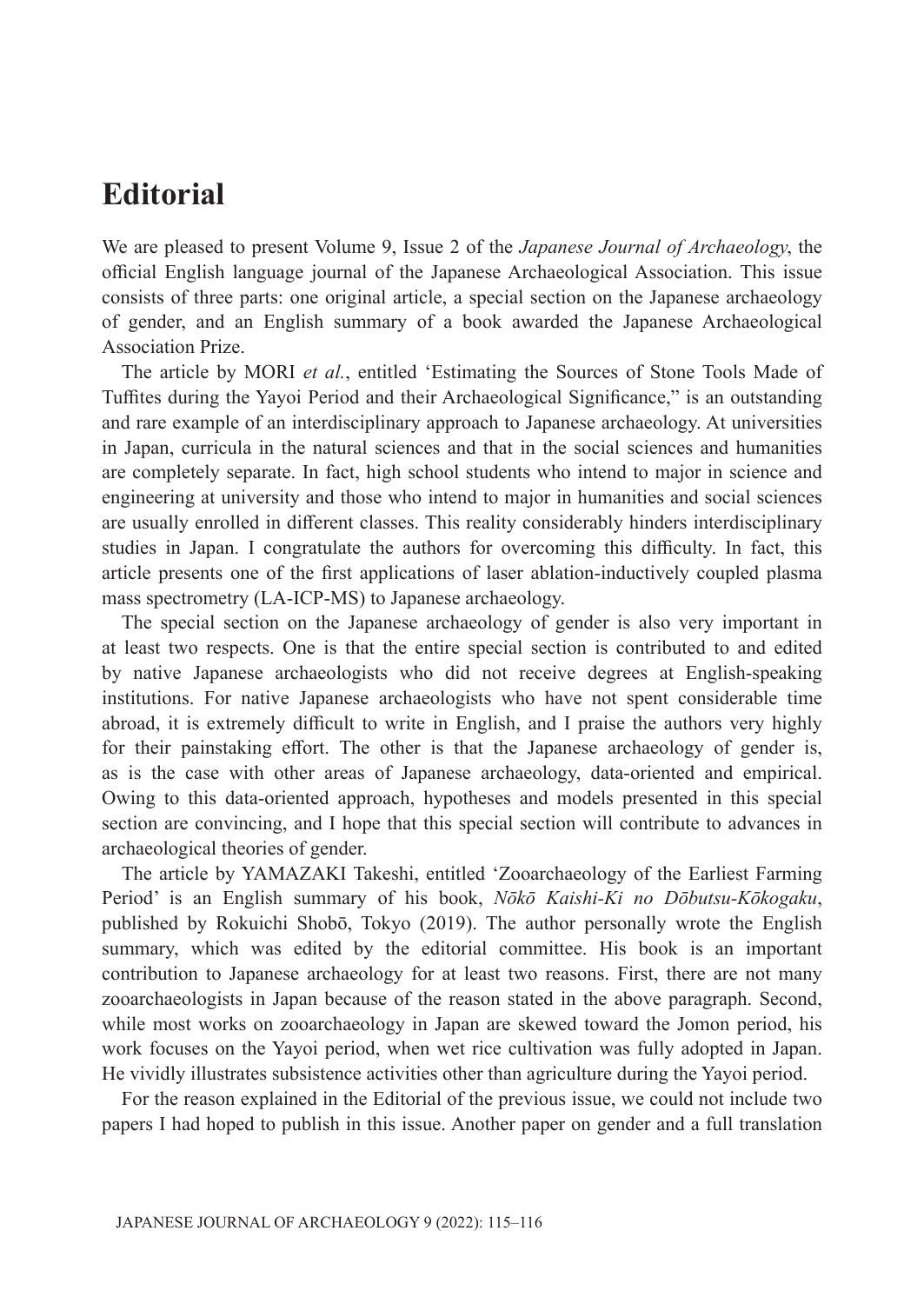# Editorial

We are pleased to present Volume 9, Issue 2 of the *Japanese Journal of Archaeology*, the official English language journal of the Japanese Archaeological Association. This issue consists of three parts: one original article, a special section on the Japanese archaeology of gender, and an English summary of a book awarded the Japanese Archaeological Association Prize.

The article by MORI *et al.*, entitled 'Estimating the Sources of Stone Tools Made of Tuffites during the Yayoi Period and their Archaeological Significance," is an outstanding and rare example of an interdisciplinary approach to Japanese archaeology. At universities in Japan, curricula in the natural sciences and that in the social sciences and humanities are completely separate. In fact, high school students who intend to major in science and engineering at university and those who intend to major in humanities and social sciences are usually enrolled in different classes. This reality considerably hinders interdisciplinary studies in Japan. I congratulate the authors for overcoming this difficulty. In fact, this article presents one of the first applications of laser ablation-inductively coupled plasma mass spectrometry (LA-ICP-MS) to Japanese archaeology.

The special section on the Japanese archaeology of gender is also very important in at least two respects. One is that the entire special section is contributed to and edited by native Japanese archaeologists who did not receive degrees at English-speaking institutions. For native Japanese archaeologists who have not spent considerable time abroad, it is extremely difficult to write in English, and I praise the authors very highly for their painstaking effort. The other is that the Japanese archaeology of gender is, as is the case with other areas of Japanese archaeology, data-oriented and empirical. Owing to this data-oriented approach, hypotheses and models presented in this special section are convincing, and I hope that this special section will contribute to advances in archaeological theories of gender.

The article by YAMAZAKI Takeshi, entitled 'Zooarchaeology of the Earliest Farming Period' is an English summary of his book, *Nōkō Kaishi-Ki no Dōbutsu-Kōkogaku*, published by Rokuichi Shobō, Tokyo (2019). The author personally wrote the English summary, which was edited by the editorial committee. His book is an important contribution to Japanese archaeology for at least two reasons. First, there are not many zooarchaeologists in Japan because of the reason stated in the above paragraph. Second, while most works on zooarchaeology in Japan are skewed toward the Jomon period, his work focuses on the Yayoi period, when wet rice cultivation was fully adopted in Japan. He vividly illustrates subsistence activities other than agriculture during the Yayoi period.

For the reason explained in the Editorial of the previous issue, we could not include two papers I had hoped to publish in this issue. Another paper on gender and a full translation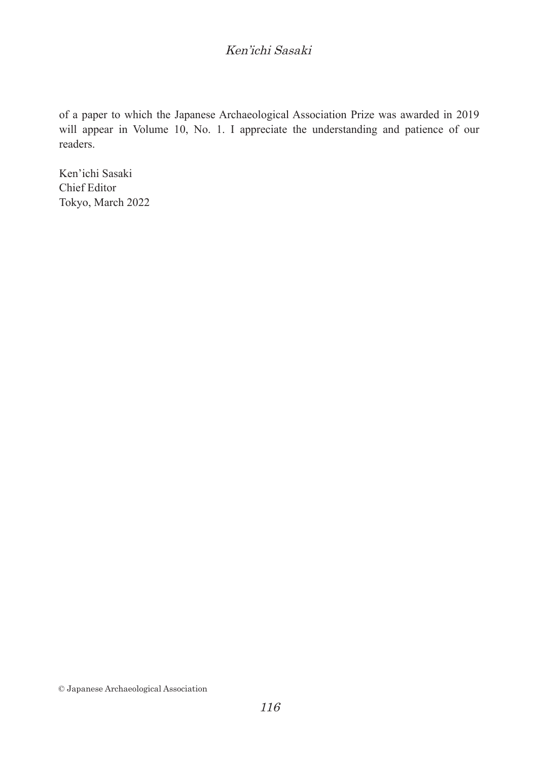of a paper to which the Japanese Archaeological Association Prize was awarded in 2019 will appear in Volume 10, No. 1. I appreciate the understanding and patience of our readers.

Ken'ichi Sasaki
Chief Editor
Tokyo, March 2022

© Japanese Archaeological Association